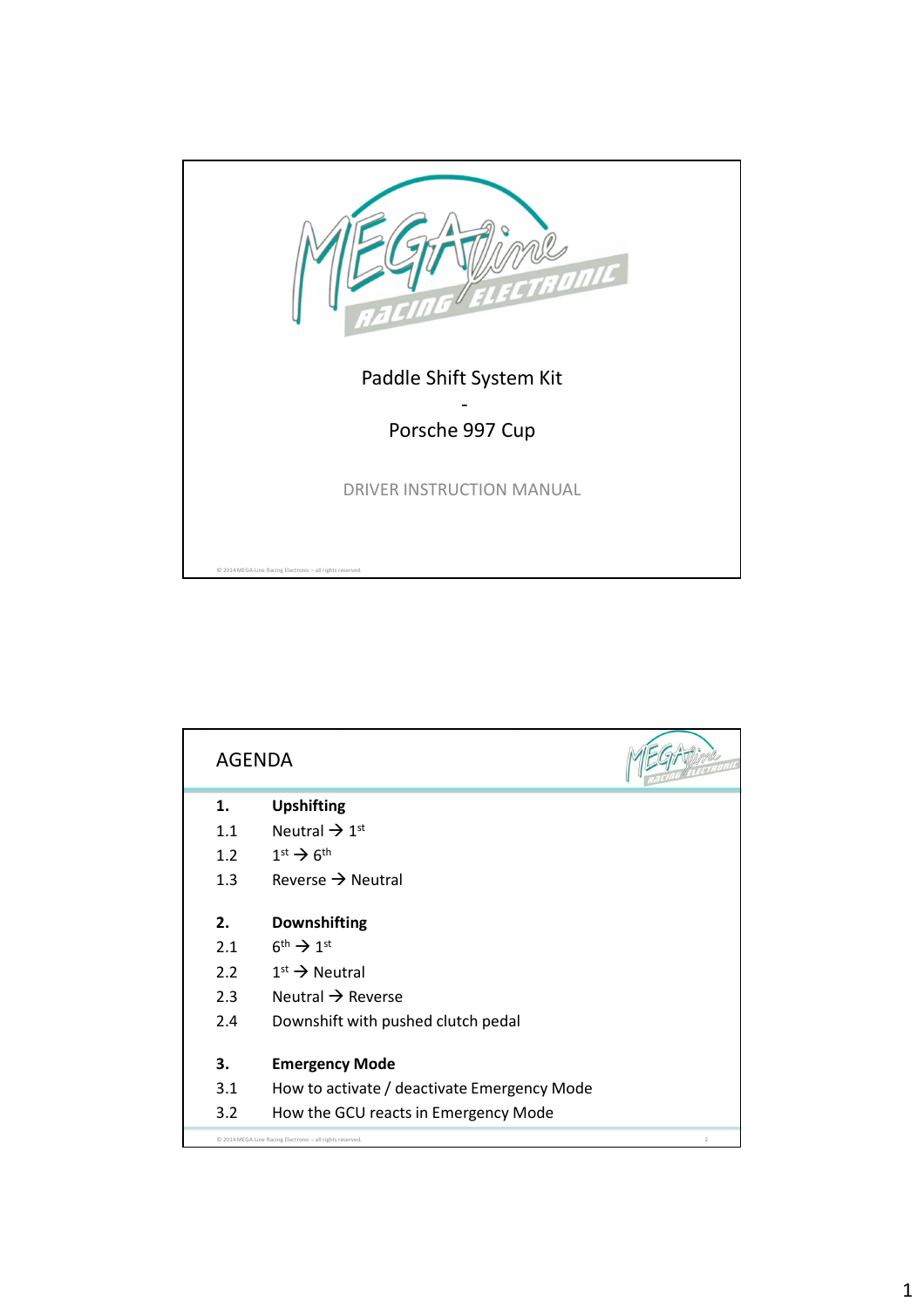# Paddle Shift System Kit

-

# Porsche 997 Cup

DRIVER INSTRUCTION MANUAL

© 2014 MEGA-Line Racing Electronic – all rights reserved.

## AGENDA

**1. Upshifting**

1.1 Neutral → 1st

1.2 1st → 6th

1.3 Reverse → Neutral

**2. Downshifting**

2.1 6th → 1st

2.2 1st → Neutral

2.3 Neutral → Reverse

2.4 Downshift with pushed clutch pedal

**3. Emergency Mode**

3.1 How to activate / deactivate Emergency Mode

3.2 How the GCU reacts in Emergency Mode

© 2014 MEGA-Line Racing Electronic – all rights reserved.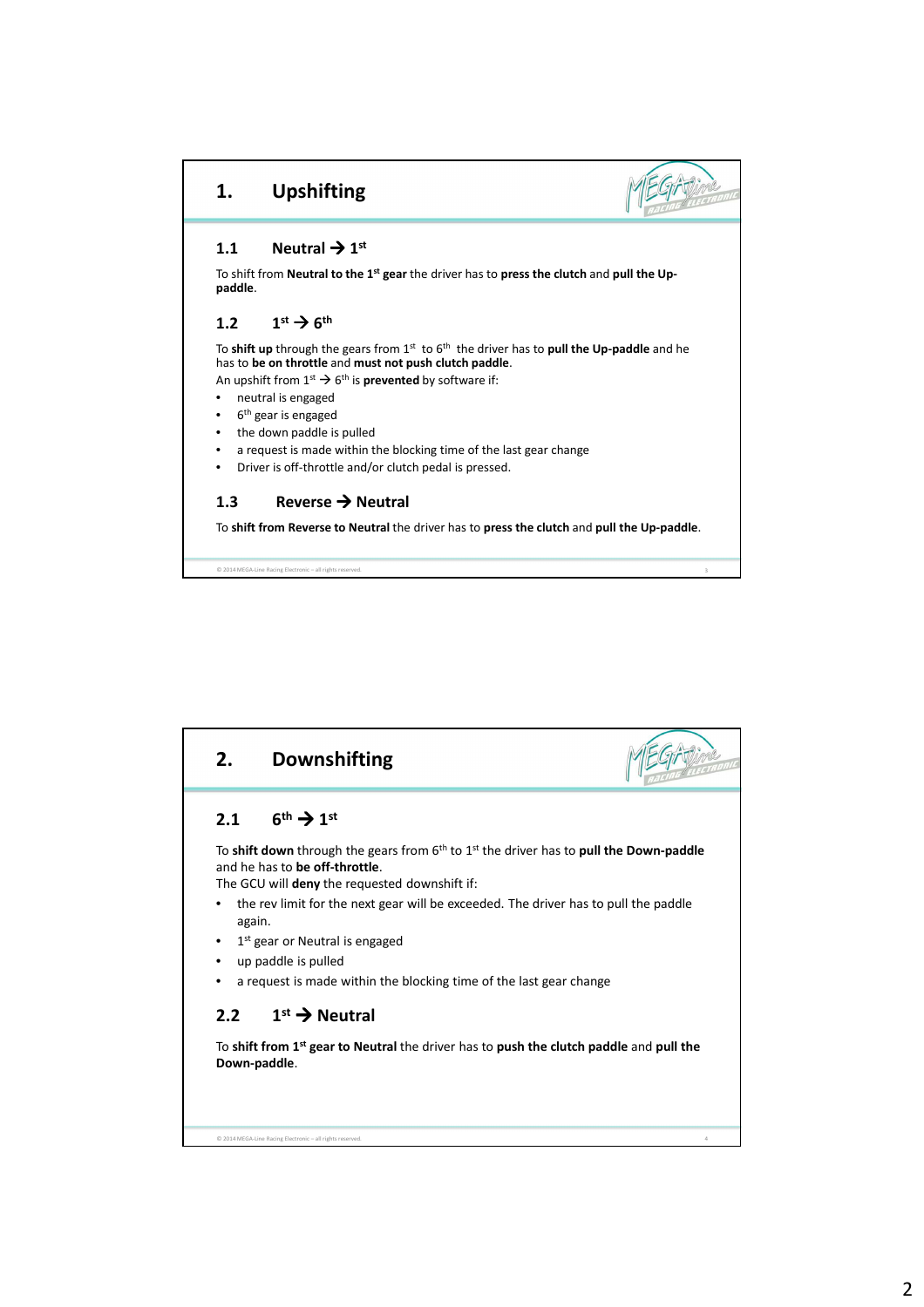# 1. Upshifting

## 1.1 Neutral → 1st

To shift from **Neutral to the 1st gear** the driver has to **press the clutch** and **pull the Up-paddle**.

## 1.2 1st → 6th

To **shift up** through the gears from 1st to 6th the driver has to **pull the Up-paddle** and he has to **be on throttle** and **must not push clutch paddle**.

An upshift from 1st → 6th is **prevented** by software if:

- neutral is engaged
- 6th gear is engaged
- the down paddle is pulled
- a request is made within the blocking time of the last gear change
- Driver is off-throttle and/or clutch pedal is pressed.

## 1.3 Reverse → Neutral

To **shift from Reverse to Neutral** the driver has to **press the clutch** and **pull the Up-paddle**.

# 2. Downshifting

## 2.1 6th → 1st

To **shift down** through the gears from 6th to 1st the driver has to **pull the Down-paddle** and he has to **be off-throttle**.

The GCU will **deny** the requested downshift if:

- the rev limit for the next gear will be exceeded. The driver has to pull the paddle again.
- 1st gear or Neutral is engaged
- up paddle is pulled
- a request is made within the blocking time of the last gear change

## 2.2 1st → Neutral

To **shift from 1st gear to Neutral** the driver has to **push the clutch paddle** and **pull the Down-paddle**.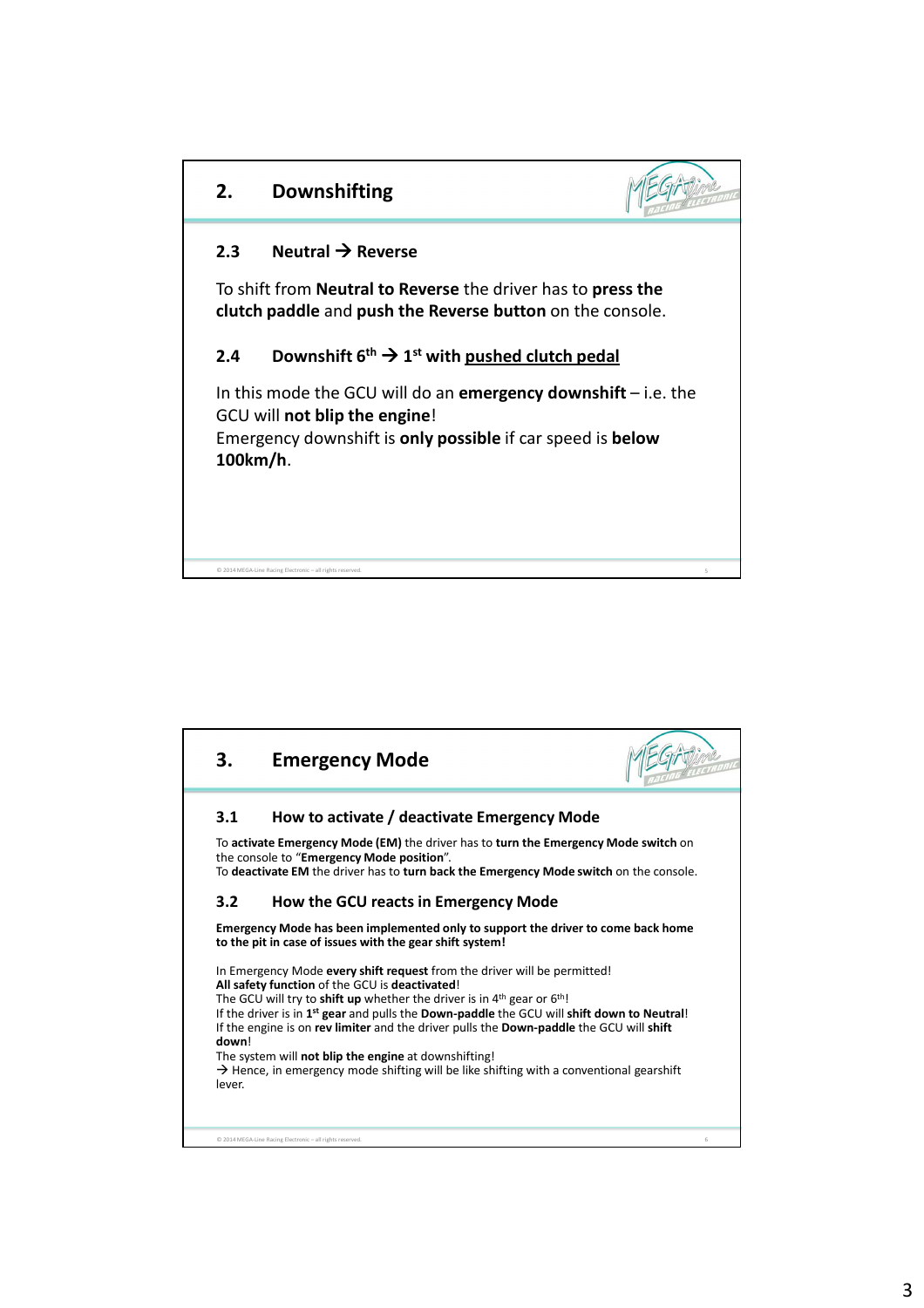## 2. Downshifting

### 2.3 Neutral → Reverse

To shift from **Neutral to Reverse** the driver has to **press the clutch paddle** and **push the Reverse button** on the console.

### 2.4 Downshift 6th → 1st with pushed clutch pedal

In this mode the GCU will do an **emergency downshift** – i.e. the GCU will **not blip the engine**!
Emergency downshift is **only possible** if car speed is **below 100km/h**.

## 3. Emergency Mode

### 3.1 How to activate / deactivate Emergency Mode

To **activate Emergency Mode (EM)** the driver has to **turn the Emergency Mode switch** on the console to "**Emergency Mode position**".
To **deactivate EM** the driver has to **turn back the Emergency Mode switch** on the console.

### 3.2 How the GCU reacts in Emergency Mode

**Emergency Mode has been implemented only to support the driver to come back home to the pit in case of issues with the gear shift system!**

In Emergency Mode **every shift request** from the driver will be permitted!
**All safety function** of the GCU is **deactivated**!
The GCU will try to **shift up** whether the driver is in 4th gear or 6th!
If the driver is in **1st gear** and pulls the **Down-paddle** the GCU will **shift down to Neutral**!
If the engine is on **rev limiter** and the driver pulls the **Down-paddle** the GCU will **shift down**!
The system will **not blip the engine** at downshifting!
→ Hence, in emergency mode shifting will be like shifting with a conventional gearshift lever.